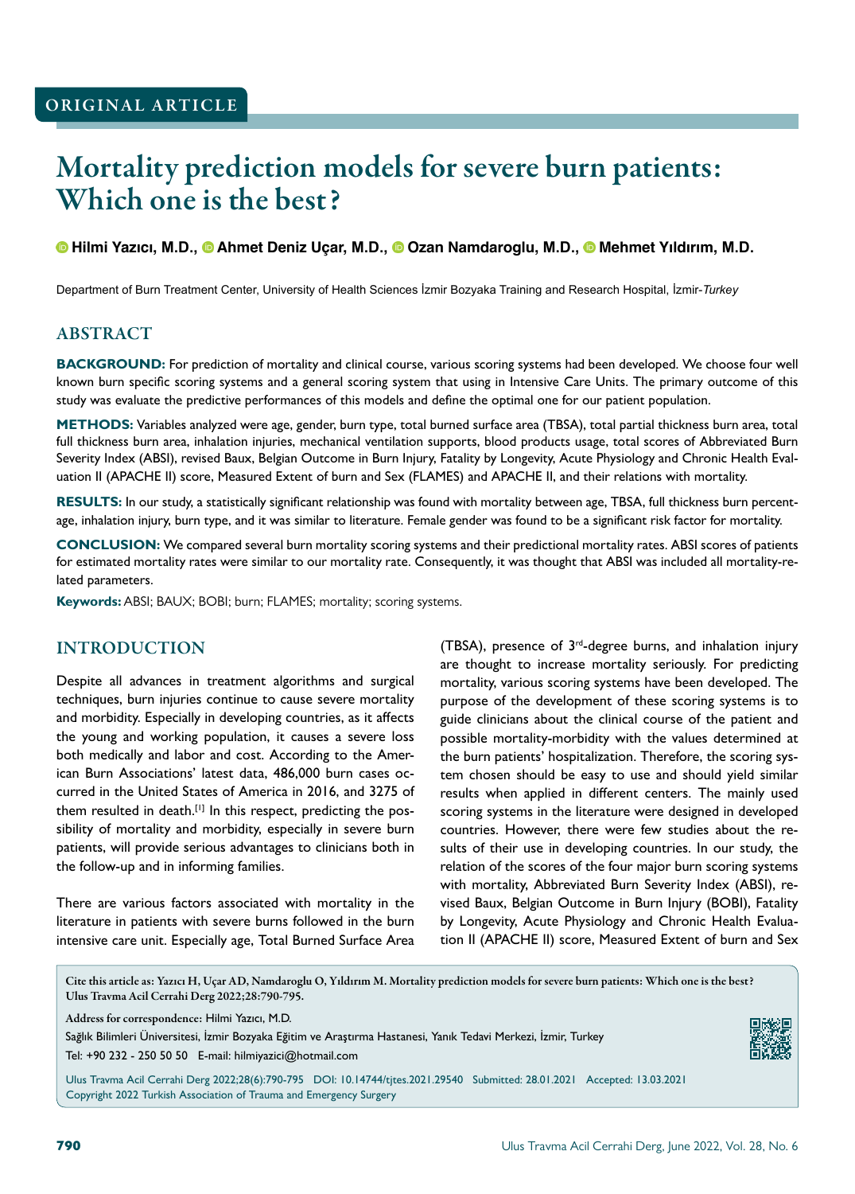ORIGINAL ARTICLE

# Mortality prediction models for severe burn patients: Which one is the best?

**Hilmi Yazıcı, M.D., Ahmet Deniz Uçar, M.D., Ozan Namdaroglu, M.D., Mehmet Yıldırım, M.D.**

Department of Burn Treatment Center, University of Health Sciences İzmir Bozyaka Training and Research Hospital, İzmir-*Turkey*

## ABSTRACT

**BACKGROUND:** For prediction of mortality and clinical course, various scoring systems had been developed. We choose four well known burn specific scoring systems and a general scoring system that using in Intensive Care Units. The primary outcome of this study was evaluate the predictive performances of this models and define the optimal one for our patient population.

**METHODS:** Variables analyzed were age, gender, burn type, total burned surface area (TBSA), total partial thickness burn area, total full thickness burn area, inhalation injuries, mechanical ventilation supports, blood products usage, total scores of Abbreviated Burn Severity Index (ABSI), revised Baux, Belgian Outcome in Burn Injury, Fatality by Longevity, Acute Physiology and Chronic Health Evaluation II (APACHE II) score, Measured Extent of burn and Sex (FLAMES) and APACHE II, and their relations with mortality.

**RESULTS:** In our study, a statistically significant relationship was found with mortality between age, TBSA, full thickness burn percentage, inhalation injury, burn type, and it was similar to literature. Female gender was found to be a significant risk factor for mortality.

**CONCLUSION:** We compared several burn mortality scoring systems and their predictional mortality rates. ABSI scores of patients for estimated mortality rates were similar to our mortality rate. Consequently, it was thought that ABSI was included all mortality-related parameters.

**Keywords:** ABSI; BAUX; BOBI; burn; FLAMES; mortality; scoring systems.

## INTRODUCTION

Despite all advances in treatment algorithms and surgical techniques, burn injuries continue to cause severe mortality and morbidity. Especially in developing countries, as it affects the young and working population, it causes a severe loss both medically and labor and cost. According to the American Burn Associations' latest data, 486,000 burn cases occurred in the United States of America in 2016, and 3275 of them resulted in death.[1] In this respect, predicting the possibility of mortality and morbidity, especially in severe burn patients, will provide serious advantages to clinicians both in the follow-up and in informing families.

There are various factors associated with mortality in the literature in patients with severe burns followed in the burn intensive care unit. Especially age, Total Burned Surface Area (TBSA), presence of 3rd-degree burns, and inhalation injury are thought to increase mortality seriously. For predicting mortality, various scoring systems have been developed. The purpose of the development of these scoring systems is to guide clinicians about the clinical course of the patient and possible mortality-morbidity with the values determined at the burn patients' hospitalization. Therefore, the scoring system chosen should be easy to use and should yield similar results when applied in different centers. The mainly used scoring systems in the literature were designed in developed countries. However, there were few studies about the results of their use in developing countries. In our study, the relation of the scores of the four major burn scoring systems with mortality, Abbreviated Burn Severity Index (ABSI), revised Baux, Belgian Outcome in Burn Injury (BOBI), Fatality by Longevity, Acute Physiology and Chronic Health Evaluation II (APACHE II) score, Measured Extent of burn and Sex

Cite this article as: Yazıcı H, Uçar AD, Namdaroglu O, Yıldırım M. Mortality prediction models for severe burn patients: Which one is the best? Ulus Travma Acil Cerrahi Derg 2022;28:790-795.

Address for correspondence: Hilmi Yazıcı, M.D.
Sağlık Bilimleri Üniversitesi, İzmir Bozyaka Eğitim ve Araştırma Hastanesi, Yanık Tedavi Merkezi, İzmir, Turkey
Tel: +90 232 - 250 50 50 E-mail: hilmiyazici@hotmail.com

Ulus Travma Acil Cerrahi Derg 2022;28(6):790-795 DOI: 10.14744/tjtes.2021.29540 Submitted: 28.01.2021 Accepted: 13.03.2021
Copyright 2022 Turkish Association of Trauma and Emergency Surgery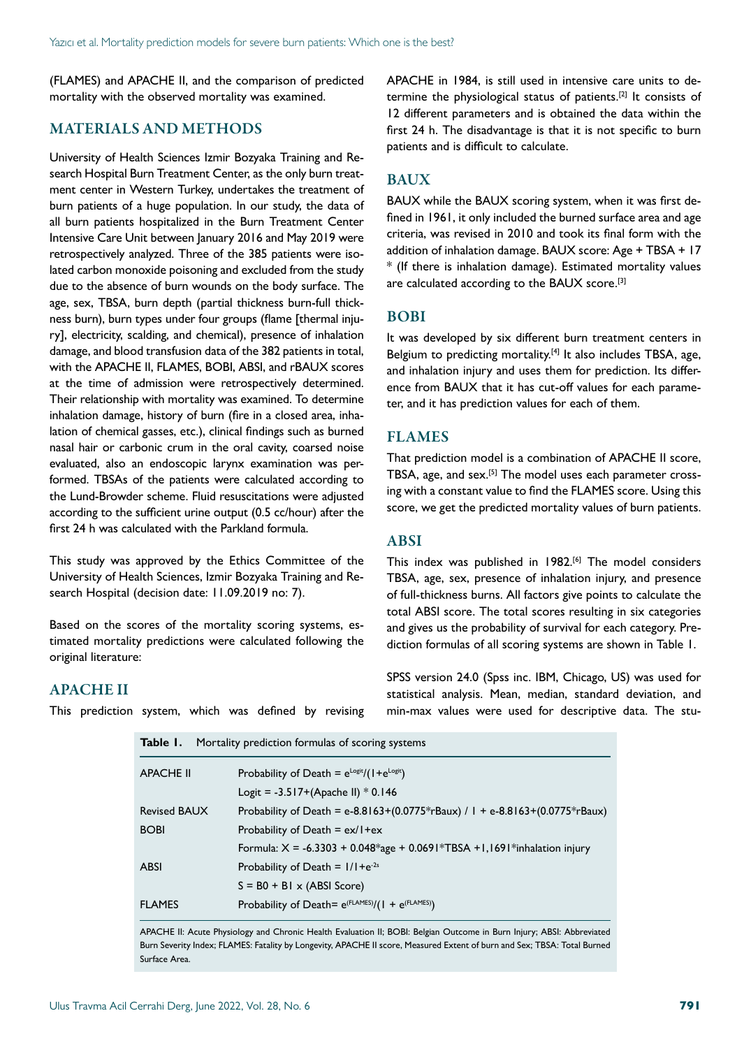(FLAMES) and APACHE II, and the comparison of predicted mortality with the observed mortality was examined.

## MATERIALS AND METHODS

University of Health Sciences Izmir Bozyaka Training and Research Hospital Burn Treatment Center, as the only burn treatment center in Western Turkey, undertakes the treatment of burn patients of a huge population. In our study, the data of all burn patients hospitalized in the Burn Treatment Center Intensive Care Unit between January 2016 and May 2019 were retrospectively analyzed. Three of the 385 patients were isolated carbon monoxide poisoning and excluded from the study due to the absence of burn wounds on the body surface. The age, sex, TBSA, burn depth (partial thickness burn-full thickness burn), burn types under four groups (flame [thermal injury], electricity, scalding, and chemical), presence of inhalation damage, and blood transfusion data of the 382 patients in total, with the APACHE II, FLAMES, BOBI, ABSI, and rBAUX scores at the time of admission were retrospectively determined. Their relationship with mortality was examined. To determine inhalation damage, history of burn (fire in a closed area, inhalation of chemical gasses, etc.), clinical findings such as burned nasal hair or carbonic crum in the oral cavity, coarsed noise evaluated, also an endoscopic larynx examination was performed. TBSAs of the patients were calculated according to the Lund-Browder scheme. Fluid resuscitations were adjusted according to the sufficient urine output (0.5 cc/hour) after the first 24 h was calculated with the Parkland formula.

This study was approved by the Ethics Committee of the University of Health Sciences, Izmir Bozyaka Training and Research Hospital (decision date: 11.09.2019 no: 7).

Based on the scores of the mortality scoring systems, estimated mortality predictions were calculated following the original literature:

### APACHE II

This prediction system, which was defined by revising APACHE in 1984, is still used in intensive care units to determine the physiological status of patients.[2] It consists of 12 different parameters and is obtained the data within the first 24 h. The disadvantage is that it is not specific to burn patients and is difficult to calculate.

### BAUX

BAUX while the BAUX scoring system, when it was first defined in 1961, it only included the burned surface area and age criteria, was revised in 2010 and took its final form with the addition of inhalation damage. BAUX score: Age + TBSA + 17 * (If there is inhalation damage). Estimated mortality values are calculated according to the BAUX score.[3]

### BOBI

It was developed by six different burn treatment centers in Belgium to predicting mortality.[4] It also includes TBSA, age, and inhalation injury and uses them for prediction. Its difference from BAUX that it has cut-off values for each parameter, and it has prediction values for each of them.

### FLAMES

That prediction model is a combination of APACHE II score, TBSA, age, and sex.[5] The model uses each parameter crossing with a constant value to find the FLAMES score. Using this score, we get the predicted mortality values of burn patients.

### ABSI

This index was published in 1982.[6] The model considers TBSA, age, sex, presence of inhalation injury, and presence of full-thickness burns. All factors give points to calculate the total ABSI score. The total scores resulting in six categories and gives us the probability of survival for each category. Prediction formulas of all scoring systems are shown in Table 1.

SPSS version 24.0 (Spss inc. IBM, Chicago, US) was used for statistical analysis. Mean, median, standard deviation, and min-max values were used for descriptive data. The stu-

**Table 1.** Mortality prediction formulas of scoring systems

| | |
|---|---|
| APACHE II | Probability of Death = $e^{Logit}/(1+e^{Logit})$ |
| | Logit = -3.517+(Apache II) * 0.146 |
| Revised BAUX | Probability of Death = e-8.8163+(0.0775*rBaux) / 1 + e-8.8163+(0.0775*rBaux) |
| BOBI | Probability of Death = ex/1+ex |
| | Formula: X = -6.3303 + 0.048*age + 0.0691*TBSA +1,1691*inhalation injury |
| ABSI | Probability of Death = $1/1+e^{-2s}$ |
| | S = B0 + B1 x (ABSI Score) |
| FLAMES | Probability of Death= $e^{(FLAMES)}/(1 + e^{(FLAMES)})$ |

APACHE II: Acute Physiology and Chronic Health Evaluation II; BOBI: Belgian Outcome in Burn Injury; ABSI: Abbreviated Burn Severity Index; FLAMES: Fatality by Longevity, APACHE II score, Measured Extent of burn and Sex; TBSA: Total Burned Surface Area.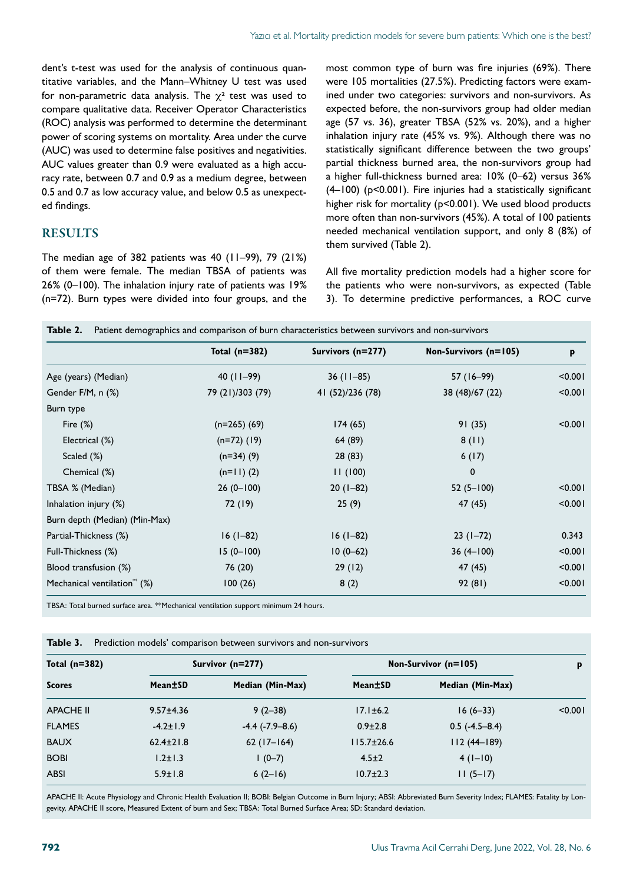dent's t-test was used for the analysis of continuous quantitative variables, and the Mann–Whitney U test was used for non-parametric data analysis. The $\chi^2$ test was used to compare qualitative data. Receiver Operator Characteristics (ROC) analysis was performed to determine the determinant power of scoring systems on mortality. Area under the curve (AUC) was used to determine false positives and negativities. AUC values greater than 0.9 were evaluated as a high accuracy rate, between 0.7 and 0.9 as a medium degree, between 0.5 and 0.7 as low accuracy value, and below 0.5 as unexpected findings.

## RESULTS

The median age of 382 patients was 40 (11–99), 79 (21%) of them were female. The median TBSA of patients was 26% (0–100). The inhalation injury rate of patients was 19% (n=72). Burn types were divided into four groups, and the most common type of burn was fire injuries (69%). There were 105 mortalities (27.5%). Predicting factors were examined under two categories: survivors and non-survivors. As expected before, the non-survivors group had older median age (57 vs. 36), greater TBSA (52% vs. 20%), and a higher inhalation injury rate (45% vs. 9%). Although there was no statistically significant difference between the two groups' partial thickness burned area, the non-survivors group had a higher full-thickness burned area: 10% (0–62) versus 36% (4–100) (p<0.001). Fire injuries had a statistically significant higher risk for mortality (p<0.001). We used blood products more often than non-survivors (45%). A total of 100 patients needed mechanical ventilation support, and only 8 (8%) of them survived (Table 2).

All five mortality prediction models had a higher score for the patients who were non-survivors, as expected (Table 3). To determine predictive performances, a ROC curve

**Table 2.** Patient demographics and comparison of burn characteristics between survivors and non-survivors

| | Total (n=382) | Survivors (n=277) | Non-Survivors (n=105) | p |
|---|---|---|---|---|
| Age (years) (Median) | 40 (11–99) | 36 (11–85) | 57 (16–99) | <0.001 |
| Gender F/M, n (%) | 79 (21)/303 (79) | 41 (52)/236 (78) | 38 (48)/67 (22) | <0.001 |
| Burn type | | | | |
| Fire (%) | (n=265) (69) | 174 (65) | 91 (35) | <0.001 |
| Electrical (%) | (n=72) (19) | 64 (89) | 8 (11) | |
| Scaled (%) | (n=34) (9) | 28 (83) | 6 (17) | |
| Chemical (%) | (n=11) (2) | 11 (100) | 0 | |
| TBSA % (Median) | 26 (0–100) | 20 (1–82) | 52 (5–100) | <0.001 |
| Inhalation injury (%) | 72 (19) | 25 (9) | 47 (45) | <0.001 |
| Burn depth (Median) (Min-Max) | | | | |
| Partial-Thickness (%) | 16 (1–82) | 16 (1–82) | 23 (1–72) | 0.343 |
| Full-Thickness (%) | 15 (0–100) | 10 (0–62) | 36 (4–100) | <0.001 |
| Blood transfusion (%) | 76 (20) | 29 (12) | 47 (45) | <0.001 |
| Mechanical ventilation** (%) | 100 (26) | 8 (2) | 92 (81) | <0.001 |

TBSA: Total burned surface area. **Mechanical ventilation support minimum 24 hours.

**Table 3.** Prediction models' comparison between survivors and non-survivors

| Total (n=382) | Survivor (n=277) | | Non-Survivor (n=105) | | p |
|---|---|---|---|---|---|
| Scores | Mean±SD | Median (Min-Max) | Mean±SD | Median (Min-Max) | |
| APACHE II | 9.57±4.36 | 9 (2–38) | 17.1±6.2 | 16 (6–33) | <0.001 |
| FLAMES | -4.2±1.9 | -4.4 (-7.9–8.6) | 0.9±2.8 | 0.5 (-4.5–8.4) | |
| BAUX | 62.4±21.8 | 62 (17–164) | 115.7±26.6 | 112 (44–189) | |
| BOBI | 1.2±1.3 | 1 (0–7) | 4.5±2 | 4 (1–10) | |
| ABSI | 5.9±1.8 | 6 (2–16) | 10.7±2.3 | 11 (5–17) | |

APACHE II: Acute Physiology and Chronic Health Evaluation II; BOBI: Belgian Outcome in Burn Injury; ABSI: Abbreviated Burn Severity Index; FLAMES: Fatality by Longevity, APACHE II score, Measured Extent of burn and Sex; TBSA: Total Burned Surface Area; SD: Standard deviation.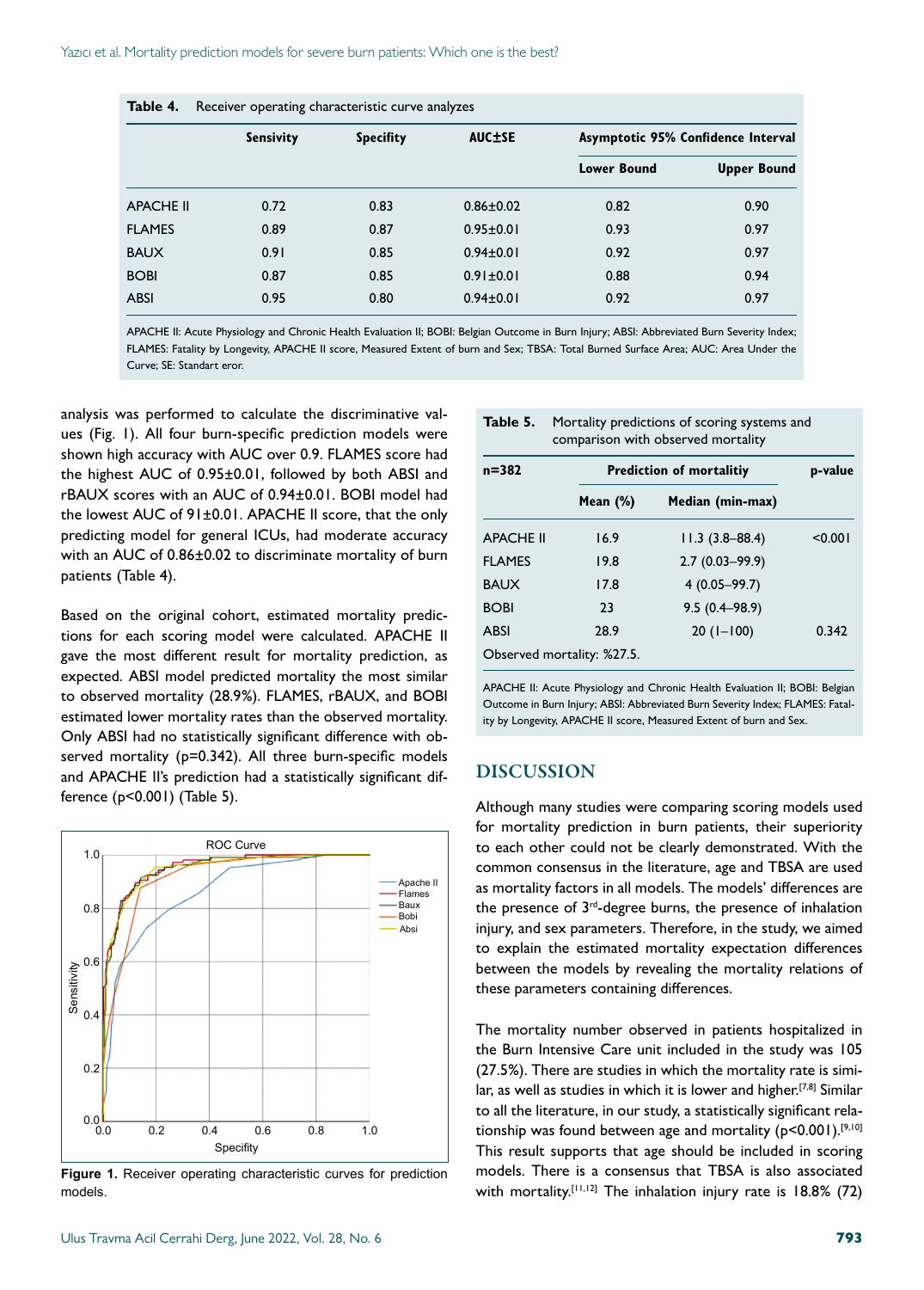**Table 4.** Receiver operating characteristic curve analyzes

| | Sensivity | Specifity | AUC±SE | Asymptotic 95% Confidence Interval | |
|---|---|---|---|---|---|
| | | | | Lower Bound | Upper Bound |
| APACHE II | 0.72 | 0.83 | 0.86±0.02 | 0.82 | 0.90 |
| FLAMES | 0.89 | 0.87 | 0.95±0.01 | 0.93 | 0.97 |
| BAUX | 0.91 | 0.85 | 0.94±0.01 | 0.92 | 0.97 |
| BOBI | 0.87 | 0.85 | 0.91±0.01 | 0.88 | 0.94 |
| ABSI | 0.95 | 0.80 | 0.94±0.01 | 0.92 | 0.97 |

APACHE II: Acute Physiology and Chronic Health Evaluation II; BOBI: Belgian Outcome in Burn Injury; ABSI: Abbreviated Burn Severity Index; FLAMES: Fatality by Longevity, APACHE II score, Measured Extent of burn and Sex; TBSA: Total Burned Surface Area; AUC: Area Under the Curve; SE: Standart eror.

analysis was performed to calculate the discriminative values (Fig. 1). All four burn-specific prediction models were shown high accuracy with AUC over 0.9. FLAMES score had the highest AUC of 0.95±0.01, followed by both ABSI and rBAUX scores with an AUC of 0.94±0.01. BOBI model had the lowest AUC of 91±0.01. APACHE II score, that the only predicting model for general ICUs, had moderate accuracy with an AUC of 0.86±0.02 to discriminate mortality of burn patients (Table 4).

Based on the original cohort, estimated mortality predictions for each scoring model were calculated. APACHE II gave the most different result for mortality prediction, as expected. ABSI model predicted mortality the most similar to observed mortality (28.9%). FLAMES, rBAUX, and BOBI estimated lower mortality rates than the observed mortality. Only ABSI had no statistically significant difference with observed mortality (p=0.342). All three burn-specific models and APACHE II's prediction had a statistically significant difference (p<0.001) (Table 5).

Figure 1. Receiver operating characteristic curves for prediction models.

**Table 5.** Mortality predictions of scoring systems and comparison with observed mortality

| n=382 | Prediction of mortalitiy | | p-value |
|---|---|---|---|
| | Mean (%) | Median (min-max) | |
| APACHE II | 16.9 | 11.3 (3.8–88.4) | <0.001 |
| FLAMES | 19.8 | 2.7 (0.03–99.9) | |
| BAUX | 17.8 | 4 (0.05–99.7) | |
| BOBI | 23 | 9.5 (0.4–98.9) | |
| ABSI | 28.9 | 20 (1–100) | 0.342 |
| Observed mortality: %27.5. | | | |

APACHE II: Acute Physiology and Chronic Health Evaluation II; BOBI: Belgian Outcome in Burn Injury; ABSI: Abbreviated Burn Severity Index; FLAMES: Fatality by Longevity, APACHE II score, Measured Extent of burn and Sex.

## DISCUSSION

Although many studies were comparing scoring models used for mortality prediction in burn patients, their superiority to each other could not be clearly demonstrated. With the common consensus in the literature, age and TBSA are used as mortality factors in all models. The models' differences are the presence of 3rd-degree burns, the presence of inhalation injury, and sex parameters. Therefore, in the study, we aimed to explain the estimated mortality expectation differences between the models by revealing the mortality relations of these parameters containing differences.

The mortality number observed in patients hospitalized in the Burn Intensive Care unit included in the study was 105 (27.5%). There are studies in which the mortality rate is similar, as well as studies in which it is lower and higher.[7,8] Similar to all the literature, in our study, a statistically significant relationship was found between age and mortality (p<0.001).[9,10] This result supports that age should be included in scoring models. There is a consensus that TBSA is also associated with mortality.[11,12] The inhalation injury rate is 18.8% (72)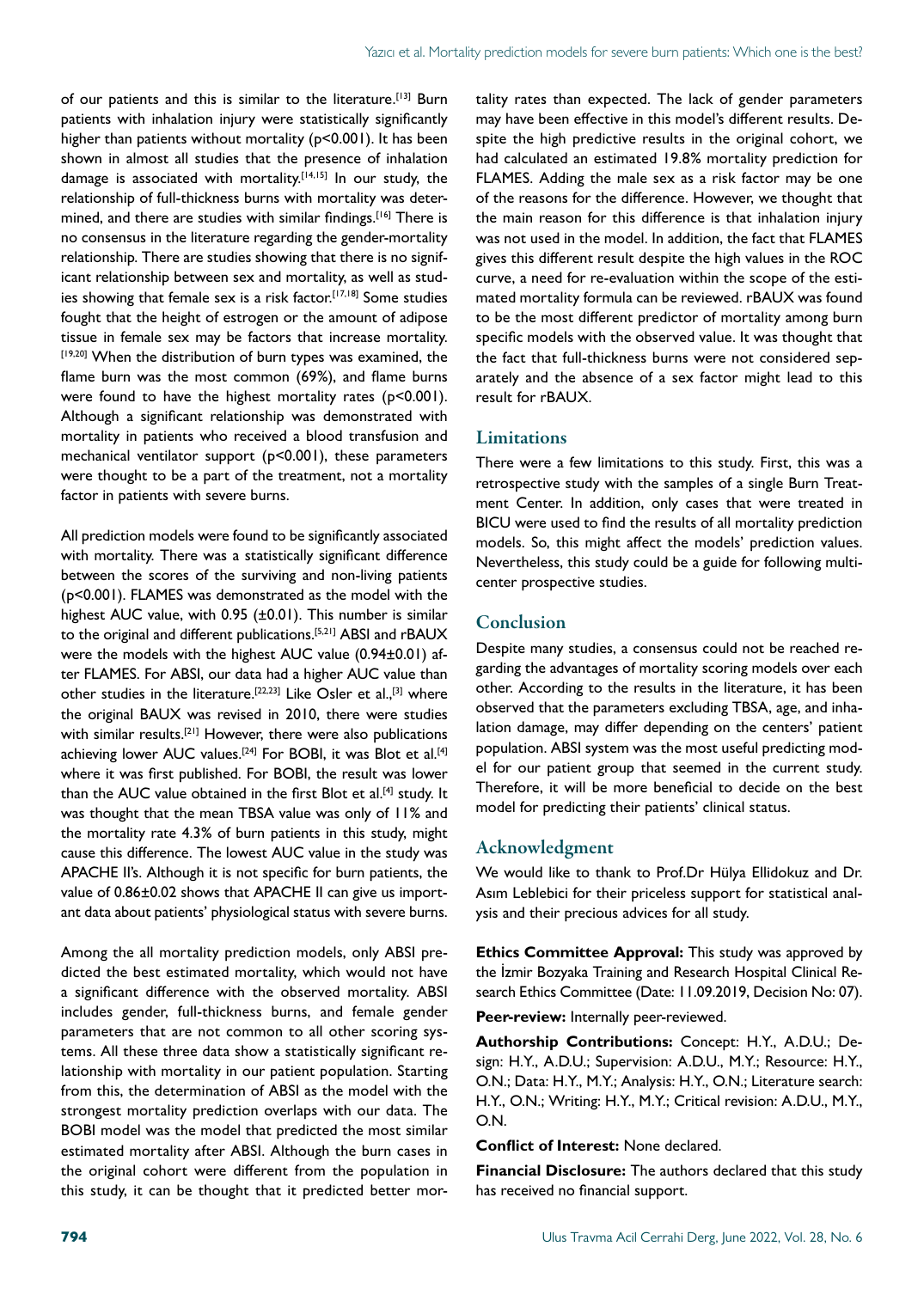of our patients and this is similar to the literature.[13] Burn patients with inhalation injury were statistically significantly higher than patients without mortality (p<0.001). It has been shown in almost all studies that the presence of inhalation damage is associated with mortality.[14,15] In our study, the relationship of full-thickness burns with mortality was determined, and there are studies with similar findings.[16] There is no consensus in the literature regarding the gender-mortality relationship. There are studies showing that there is no significant relationship between sex and mortality, as well as studies showing that female sex is a risk factor.[17,18] Some studies fought that the height of estrogen or the amount of adipose tissue in female sex may be factors that increase mortality.[19,20] When the distribution of burn types was examined, the flame burn was the most common (69%), and flame burns were found to have the highest mortality rates (p<0.001). Although a significant relationship was demonstrated with mortality in patients who received a blood transfusion and mechanical ventilator support (p<0.001), these parameters were thought to be a part of the treatment, not a mortality factor in patients with severe burns.

All prediction models were found to be significantly associated with mortality. There was a statistically significant difference between the scores of the surviving and non-living patients (p<0.001). FLAMES was demonstrated as the model with the highest AUC value, with 0.95 (±0.01). This number is similar to the original and different publications.[5,21] ABSI and rBAUX were the models with the highest AUC value (0.94±0.01) after FLAMES. For ABSI, our data had a higher AUC value than other studies in the literature.[22,23] Like Osler et al.,[3] where the original BAUX was revised in 2010, there were studies with similar results.[21] However, there were also publications achieving lower AUC values.[24] For BOBI, it was Blot et al.[4] where it was first published. For BOBI, the result was lower than the AUC value obtained in the first Blot et al.[4] study. It was thought that the mean TBSA value was only of 11% and the mortality rate 4.3% of burn patients in this study, might cause this difference. The lowest AUC value in the study was APACHE II's. Although it is not specific for burn patients, the value of 0.86±0.02 shows that APACHE II can give us important data about patients' physiological status with severe burns.

Among the all mortality prediction models, only ABSI predicted the best estimated mortality, which would not have a significant difference with the observed mortality. ABSI includes gender, full-thickness burns, and female gender parameters that are not common to all other scoring systems. All these three data show a statistically significant relationship with mortality in our patient population. Starting from this, the determination of ABSI as the model with the strongest mortality prediction overlaps with our data. The BOBI model was the model that predicted the most similar estimated mortality after ABSI. Although the burn cases in the original cohort were different from the population in this study, it can be thought that it predicted better mortality rates than expected. The lack of gender parameters may have been effective in this model's different results. Despite the high predictive results in the original cohort, we had calculated an estimated 19.8% mortality prediction for FLAMES. Adding the male sex as a risk factor may be one of the reasons for the difference. However, we thought that the main reason for this difference is that inhalation injury was not used in the model. In addition, the fact that FLAMES gives this different result despite the high values in the ROC curve, a need for re-evaluation within the scope of the estimated mortality formula can be reviewed. rBAUX was found to be the most different predictor of mortality among burn specific models with the observed value. It was thought that the fact that full-thickness burns were not considered separately and the absence of a sex factor might lead to this result for rBAUX.

## Limitations

There were a few limitations to this study. First, this was a retrospective study with the samples of a single Burn Treatment Center. In addition, only cases that were treated in BICU were used to find the results of all mortality prediction models. So, this might affect the models' prediction values. Nevertheless, this study could be a guide for following multicenter prospective studies.

## Conclusion

Despite many studies, a consensus could not be reached regarding the advantages of mortality scoring models over each other. According to the results in the literature, it has been observed that the parameters excluding TBSA, age, and inhalation damage, may differ depending on the centers' patient population. ABSI system was the most useful predicting model for our patient group that seemed in the current study. Therefore, it will be more beneficial to decide on the best model for predicting their patients' clinical status.

## Acknowledgment

We would like to thank to Prof.Dr Hülya Ellidokuz and Dr. Asım Leblebici for their priceless support for statistical analysis and their precious advices for all study.

**Ethics Committee Approval:** This study was approved by the İzmir Bozyaka Training and Research Hospital Clinical Research Ethics Committee (Date: 11.09.2019, Decision No: 07).

**Peer-review:** Internally peer-reviewed.

**Authorship Contributions:** Concept: H.Y., A.D.U.; Design: H.Y., A.D.U.; Supervision: A.D.U., M.Y.; Resource: H.Y., O.N.; Data: H.Y., M.Y.; Analysis: H.Y., O.N.; Literature search: H.Y., O.N.; Writing: H.Y., M.Y.; Critical revision: A.D.U., M.Y., O.N.

**Conflict of Interest:** None declared.

**Financial Disclosure:** The authors declared that this study has received no financial support.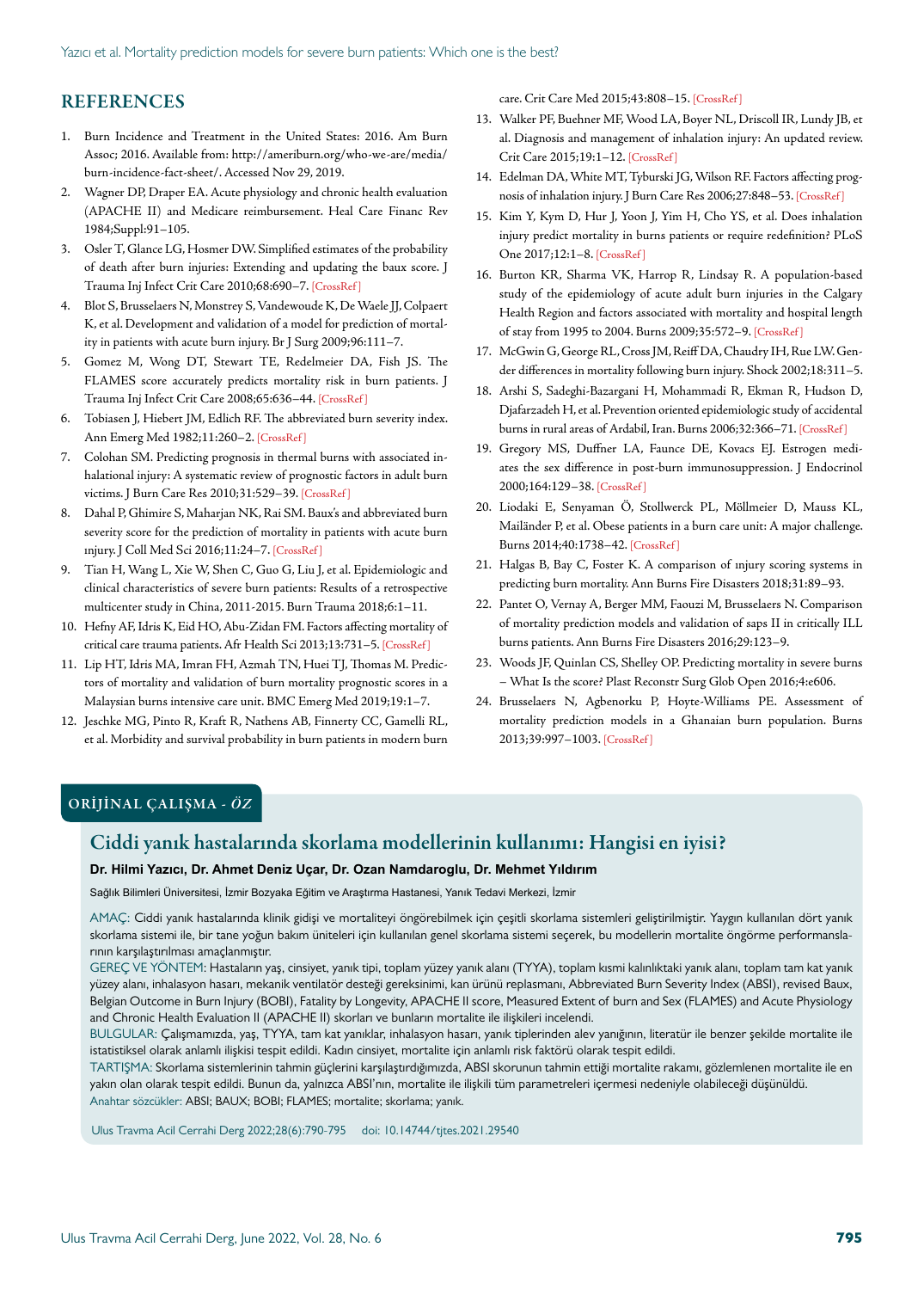## REFERENCES

1. Burn Incidence and Treatment in the United States: 2016. Am Burn Assoc; 2016. Available from: http://ameriburn.org/who-we-are/media/burn-incidence-fact-sheet/. Accessed Nov 29, 2019.
2. Wagner DP, Draper EA. Acute physiology and chronic health evaluation (APACHE II) and Medicare reimbursement. Heal Care Financ Rev 1984;Suppl:91–105.
3. Osler T, Glance LG, Hosmer DW. Simplified estimates of the probability of death after burn injuries: Extending and updating the baux score. J Trauma Inj Infect Crit Care 2010;68:690–7. [CrossRef]
4. Blot S, Brusselaers N, Monstrey S, Vandewoude K, De Waele JJ, Colpaert K, et al. Development and validation of a model for prediction of mortality in patients with acute burn injury. Br J Surg 2009;96:111–7.
5. Gomez M, Wong DT, Stewart TE, Redelmeier DA, Fish JS. The FLAMES score accurately predicts mortality risk in burn patients. J Trauma Inj Infect Crit Care 2008;65:636–44. [CrossRef]
6. Tobiasen J, Hiebert JM, Edlich RF. The abbreviated burn severity index. Ann Emerg Med 1982;11:260–2. [CrossRef]
7. Colohan SM. Predicting prognosis in thermal burns with associated inhalational injury: A systematic review of prognostic factors in adult burn victims. J Burn Care Res 2010;31:529–39. [CrossRef]
8. Dahal P, Ghimire S, Maharjan NK, Rai SM. Baux's and abbreviated burn severity score for the prediction of mortality in patients with acute burn ınjury. J Coll Med Sci 2016;11:24–7. [CrossRef]
9. Tian H, Wang L, Xie W, Shen C, Guo G, Liu J, et al. Epidemiologic and clinical characteristics of severe burn patients: Results of a retrospective multicenter study in China, 2011-2015. Burn Trauma 2018;6:1–11.
10. Hefny AF, Idris K, Eid HO, Abu-Zidan FM. Factors affecting mortality of critical care trauma patients. Afr Health Sci 2013;13:731–5. [CrossRef]
11. Lip HT, Idris MA, Imran FH, Azmah TN, Huei TJ, Thomas M. Predictors of mortality and validation of burn mortality prognostic scores in a Malaysian burns intensive care unit. BMC Emerg Med 2019;19:1–7.
12. Jeschke MG, Pinto R, Kraft R, Nathens AB, Finnerty CC, Gamelli RL, et al. Morbidity and survival probability in burn patients in modern burn care. Crit Care Med 2015;43:808–15. [CrossRef]
13. Walker PF, Buehner MF, Wood LA, Boyer NL, Driscoll IR, Lundy JB, et al. Diagnosis and management of inhalation injury: An updated review. Crit Care 2015;19:1–12. [CrossRef]
14. Edelman DA, White MT, Tyburski JG, Wilson RF. Factors affecting prognosis of inhalation injury. J Burn Care Res 2006;27:848–53. [CrossRef]
15. Kim Y, Kym D, Hur J, Yoon J, Yim H, Cho YS, et al. Does inhalation injury predict mortality in burns patients or require redefinition? PLoS One 2017;12:1–8. [CrossRef]
16. Burton KR, Sharma VK, Harrop R, Lindsay R. A population-based study of the epidemiology of acute adult burn injuries in the Calgary Health Region and factors associated with mortality and hospital length of stay from 1995 to 2004. Burns 2009;35:572–9. [CrossRef]
17. McGwin G, George RL, Cross JM, Reiff DA, Chaudry IH, Rue LW. Gender differences in mortality following burn injury. Shock 2002;18:311–5.
18. Arshi S, Sadeghi-Bazargani H, Mohammadi R, Ekman R, Hudson D, Djafarzadeh H, et al. Prevention oriented epidemiologic study of accidental burns in rural areas of Ardabil, Iran. Burns 2006;32:366–71. [CrossRef]
19. Gregory MS, Duffner LA, Faunce DE, Kovacs EJ. Estrogen mediates the sex difference in post-burn immunosuppression. J Endocrinol 2000;164:129–38. [CrossRef]
20. Liodaki E, Senyaman Ö, Stollwerck PL, Möllmeier D, Mauss KL, Mailänder P, et al. Obese patients in a burn care unit: A major challenge. Burns 2014;40:1738–42. [CrossRef]
21. Halgas B, Bay C, Foster K. A comparison of ınjury scoring systems in predicting burn mortality. Ann Burns Fire Disasters 2018;31:89–93.
22. Pantet O, Vernay A, Berger MM, Faouzi M, Brusselaers N. Comparison of mortality prediction models and validation of saps II in critically ILL burns patients. Ann Burns Fire Disasters 2016;29:123–9.
23. Woods JF, Quinlan CS, Shelley OP. Predicting mortality in severe burns – What Is the score? Plast Reconstr Surg Glob Open 2016;4:e606.
24. Brusselaers N, Agbenorku P, Hoyte-Williams PE. Assessment of mortality prediction models in a Ghanaian burn population. Burns 2013;39:997–1003. [CrossRef]

ORİJİNAL ÇALIŞMA - *ÖZ*

## Ciddi yanık hastalarında skorlama modellerinin kullanımı: Hangisi en iyisi?

**Dr. Hilmi Yazıcı, Dr. Ahmet Deniz Uçar, Dr. Ozan Namdaroglu, Dr. Mehmet Yıldırım**

Sağlık Bilimleri Üniversitesi, İzmir Bozyaka Eğitim ve Araştırma Hastanesi, Yanık Tedavi Merkezi, İzmir

AMAÇ: Ciddi yanık hastalarında klinik gidişi ve mortaliteyi öngörebilmek için çeşitli skorlama sistemleri geliştirilmiştir. Yaygın kullanılan dört yanık skorlama sistemi ile, bir tane yoğun bakım üniteleri için kullanılan genel skorlama sistemi seçerek, bu modellerin mortalite öngörme performanslarının karşılaştırılması amaçlanmıştır.

GEREÇ VE YÖNTEM: Hastaların yaş, cinsiyet, yanık tipi, toplam yüzey yanık alanı (TYYA), toplam kısmi kalınlıktaki yanık alanı, toplam tam kat yanık yüzey alanı, inhalasyon hasarı, mekanik ventilatör desteği gereksinimi, kan ürünü replasmanı, Abbreviated Burn Severity Index (ABSI), revised Baux, Belgian Outcome in Burn Injury (BOBI), Fatality by Longevity, APACHE II score, Measured Extent of burn and Sex (FLAMES) and Acute Physiology and Chronic Health Evaluation II (APACHE II) skorları ve bunların mortalite ile ilişkileri incelendi.

BULGULAR: Çalışmamızda, yaş, TYYA, tam kat yanıklar, inhalasyon hasarı, yanık tiplerinden alev yanığının, literatür ile benzer şekilde mortalite ile istatistiksel olarak anlamlı ilişkisi tespit edildi. Kadın cinsiyet, mortalite için anlamlı risk faktörü olarak tespit edildi.

TARTIŞMA: Skorlama sistemlerinin tahmin güçlerini karşılaştırdığımızda, ABSI skorunun tahmin ettiği mortalite rakamı, gözlemlenen mortalite ile en yakın olan olarak tespit edildi. Bunun da, yalnızca ABSI'nın, mortalite ile ilişkili tüm parametreleri içermesi nedeniyle olabileceği düşünüldü.

Anahtar sözcükler: ABSI; BAUX; BOBI; FLAMES; mortalite; skorlama; yanık.

Ulus Travma Acil Cerrahi Derg 2022;28(6):790-795 doi: 10.14744/tjtes.2021.29540